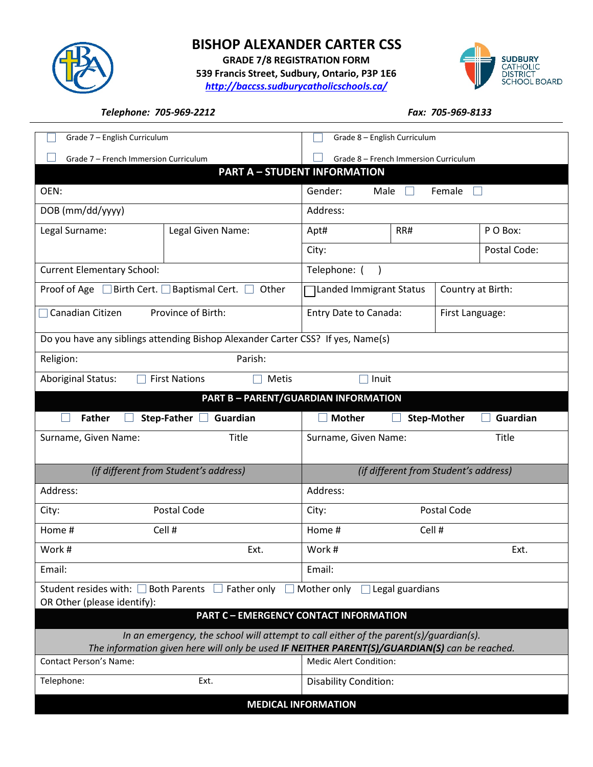# BISHOP ALEXANDER CARTER CSS

**GRADE 7/8 REGISTRATION FORM**
**539 Francis Street, Sudbury, Ontario, P3P 1E6**
***http://baccss.sudburycatholicschools.ca/***

SUDBURY CATHOLIC DISTRICT SCHOOL BOARD

*Telephone: 705-969-2212* *Fax: 705-969-8133*

| | |
|---|---|
| ☐ Grade 7 – English Curriculum | ☐ Grade 8 – English Curriculum |
| ☐ Grade 7 – French Immersion Curriculum | ☐ Grade 8 – French Immersion Curriculum |

## PART A – STUDENT INFORMATION

| | | | | |
|---|---|---|---|---|
| OEN: | | Gender: Male ☐ Female ☐ | | |
| DOB (mm/dd/yyyy) | | Address: | | |
| Legal Surname: | Legal Given Name: | Apt# | RR# | P O Box: |
| | | City: | | Postal Code: |
| Current Elementary School: | | Telephone: ( ) | | |
| Proof of Age ☐ Birth Cert. ☐ Baptismal Cert. ☐ Other | | ☐ Landed Immigrant Status | Country at Birth: | |
| ☐ Canadian Citizen Province of Birth: | | Entry Date to Canada: | First Language: | |

Do you have any siblings attending Bishop Alexander Carter CSS? If yes, Name(s)

Religion: Parish:

Aboriginal Status: ☐ First Nations ☐ Metis ☐ Inuit

## PART B – PARENT/GUARDIAN INFORMATION

| | |
|---|---|
| ☐ **Father** ☐ **Step-Father** ☐ **Guardian** | ☐ **Mother** ☐ **Step-Mother** ☐ **Guardian** |
| Surname, Given Name: Title | Surname, Given Name: Title |
| *(if different from Student's address)* | *(if different from Student's address)* |
| Address: | Address: |
| City: Postal Code | City: Postal Code |
| Home # Cell # | Home # Cell # |
| Work # Ext. | Work # Ext. |
| Email: | Email: |

Student resides with: ☐ Both Parents ☐ Father only ☐ Mother only ☐ Legal guardians
OR Other (please identify):

## PART C – EMERGENCY CONTACT INFORMATION

*In an emergency, the school will attempt to call either of the parent(s)/guardian(s).*
*The information given here will only be used **IF NEITHER PARENT(S)/GUARDIAN(S)** can be reached.*

| | |
|---|---|
| Contact Person's Name: | Medic Alert Condition: |
| Telephone: Ext. | Disability Condition: |

## MEDICAL INFORMATION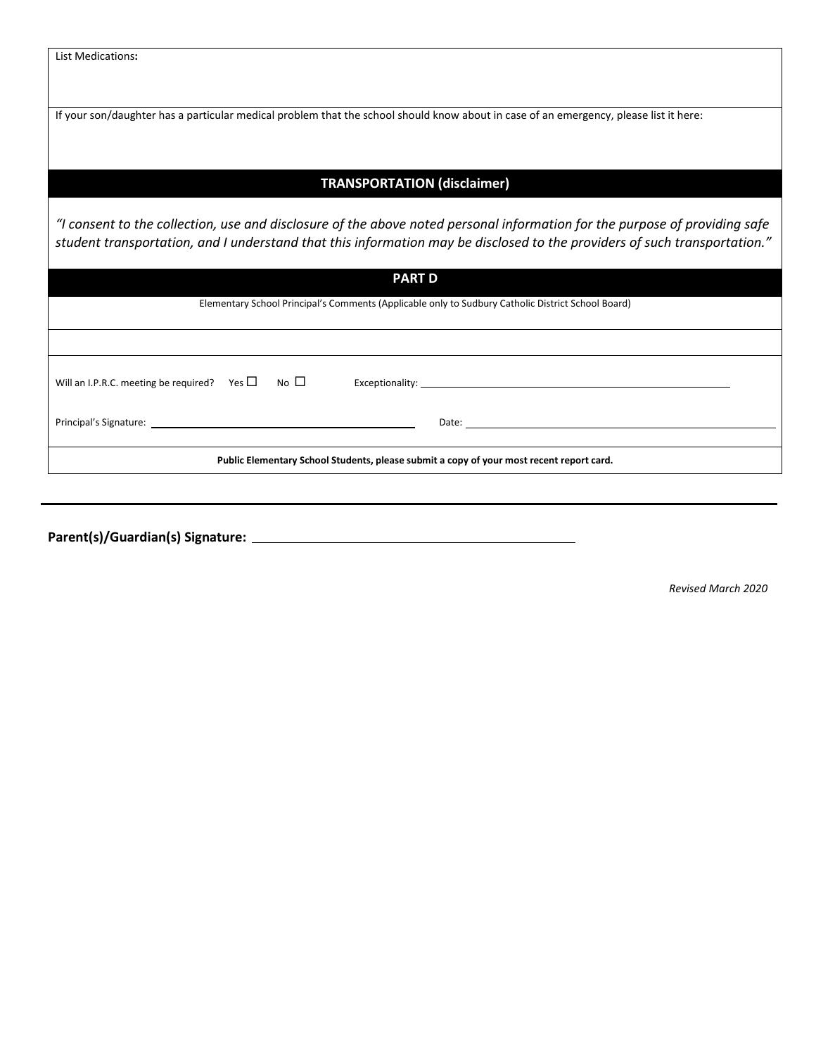List Medications**:**

If your son/daughter has a particular medical problem that the school should know about in case of an emergency, please list it here:

## TRANSPORTATION (disclaimer)

*"I consent to the collection, use and disclosure of the above noted personal information for the purpose of providing safe student transportation, and I understand that this information may be disclosed to the providers of such transportation."*

## PART D

Elementary School Principal's Comments (Applicable only to Sudbury Catholic District School Board)

Will an I.P.R.C. meeting be required? Yes ☐ No ☐ Exceptionality: ______________________________

Principal's Signature: ______________________________ Date: ______________________________

**Public Elementary School Students, please submit a copy of your most recent report card.**

---

**Parent(s)/Guardian(s) Signature:** ______________________________

*Revised March 2020*